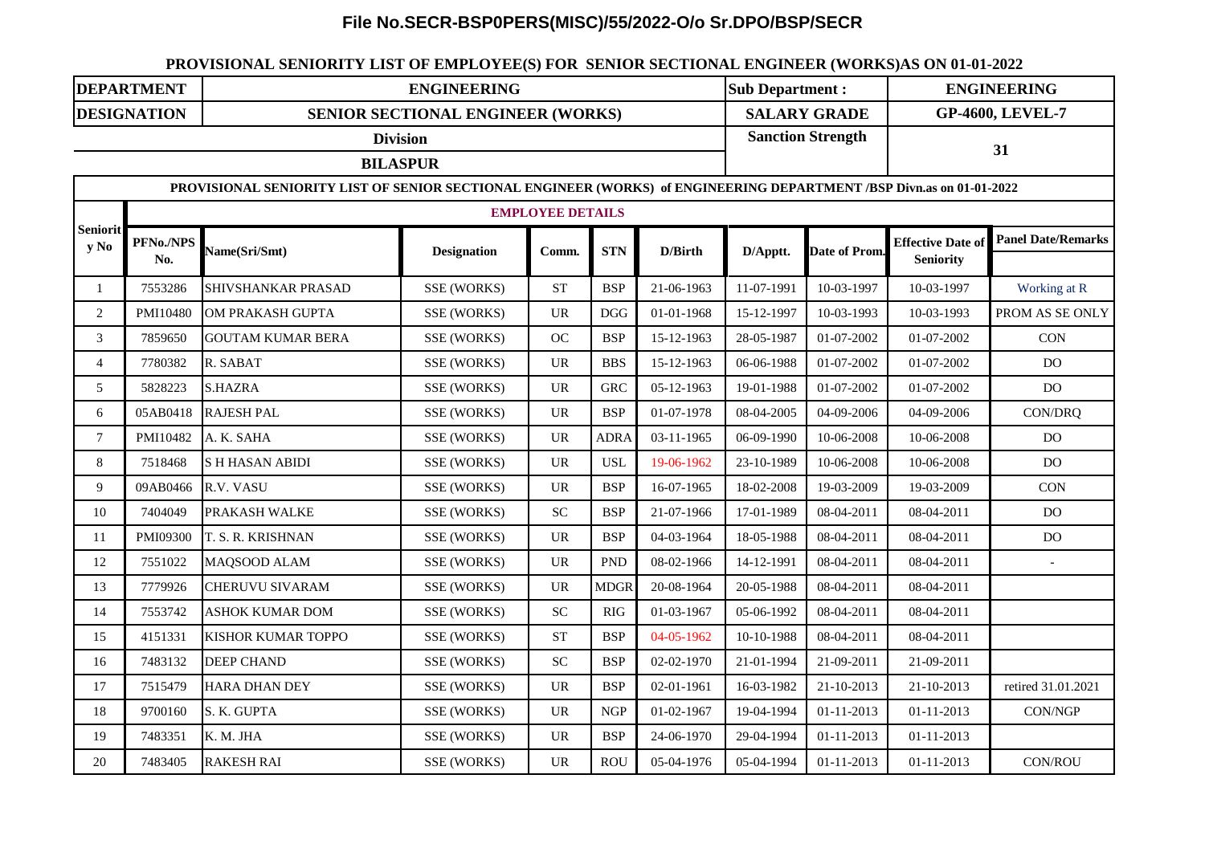# File No.SECR-BSP0PERS(MISC)/55/2022-O/o Sr.DPO/BSP/SECR

## PROVISIONAL SENIORITY LIST OF EMPLOYEE(S) FOR SENIOR SECTIONAL ENGINEER (WORKS)AS ON 01-01-2022

| DEPARTMENT | ENGINEERING | Sub Department : | ENGINEERING |
|---|---|---|---|
| DESIGNATION | SENIOR SECTIONAL ENGINEER (WORKS) | SALARY GRADE | GP-4600, LEVEL-7 |
| Division | BILASPUR | Sanction Strength | 31 |

**PROVISIONAL SENIORITY LIST OF SENIOR SECTIONAL ENGINEER (WORKS) of ENGINEERING DEPARTMENT /BSP Divn.as on 01-01-2022**

**EMPLOYEE DETAILS**

| Seniority No | PFNo./NPS No. | Name(Sri/Smt) | Designation | Comm. | STN | D/Birth | D/Apptt. | Date of Prom. | Effective Date of Seniority | Panel Date/Remarks |
|---|---|---|---|---|---|---|---|---|---|---|
| 1 | 7553286 | SHIVSHANKAR PRASAD | SSE (WORKS) | ST | BSP | 21-06-1963 | 11-07-1991 | 10-03-1997 | 10-03-1997 | Working at R |
| 2 | PMI10480 | OM PRAKASH GUPTA | SSE (WORKS) | UR | DGG | 01-01-1968 | 15-12-1997 | 10-03-1993 | 10-03-1993 | PROM AS SE ONLY |
| 3 | 7859650 | GOUTAM KUMAR BERA | SSE (WORKS) | OC | BSP | 15-12-1963 | 28-05-1987 | 01-07-2002 | 01-07-2002 | CON |
| 4 | 7780382 | R. SABAT | SSE (WORKS) | UR | BBS | 15-12-1963 | 06-06-1988 | 01-07-2002 | 01-07-2002 | DO |
| 5 | 5828223 | S.HAZRA | SSE (WORKS) | UR | GRC | 05-12-1963 | 19-01-1988 | 01-07-2002 | 01-07-2002 | DO |
| 6 | 05AB0418 | RAJESH PAL | SSE (WORKS) | UR | BSP | 01-07-1978 | 08-04-2005 | 04-09-2006 | 04-09-2006 | CON/DRQ |
| 7 | PMI10482 | A. K. SAHA | SSE (WORKS) | UR | ADRA | 03-11-1965 | 06-09-1990 | 10-06-2008 | 10-06-2008 | DO |
| 8 | 7518468 | S H HASAN ABIDI | SSE (WORKS) | UR | USL | 19-06-1962 | 23-10-1989 | 10-06-2008 | 10-06-2008 | DO |
| 9 | 09AB0466 | R.V. VASU | SSE (WORKS) | UR | BSP | 16-07-1965 | 18-02-2008 | 19-03-2009 | 19-03-2009 | CON |
| 10 | 7404049 | PRAKASH WALKE | SSE (WORKS) | SC | BSP | 21-07-1966 | 17-01-1989 | 08-04-2011 | 08-04-2011 | DO |
| 11 | PMI09300 | T. S. R. KRISHNAN | SSE (WORKS) | UR | BSP | 04-03-1964 | 18-05-1988 | 08-04-2011 | 08-04-2011 | DO |
| 12 | 7551022 | MAQSOOD ALAM | SSE (WORKS) | UR | PND | 08-02-1966 | 14-12-1991 | 08-04-2011 | 08-04-2011 | - |
| 13 | 7779926 | CHERUVU SIVARAM | SSE (WORKS) | UR | MDGR | 20-08-1964 | 20-05-1988 | 08-04-2011 | 08-04-2011 | |
| 14 | 7553742 | ASHOK KUMAR DOM | SSE (WORKS) | SC | RIG | 01-03-1967 | 05-06-1992 | 08-04-2011 | 08-04-2011 | |
| 15 | 4151331 | KISHOR KUMAR TOPPO | SSE (WORKS) | ST | BSP | 04-05-1962 | 10-10-1988 | 08-04-2011 | 08-04-2011 | |
| 16 | 7483132 | DEEP CHAND | SSE (WORKS) | SC | BSP | 02-02-1970 | 21-01-1994 | 21-09-2011 | 21-09-2011 | |
| 17 | 7515479 | HARA DHAN DEY | SSE (WORKS) | UR | BSP | 02-01-1961 | 16-03-1982 | 21-10-2013 | 21-10-2013 | retired 31.01.2021 |
| 18 | 9700160 | S. K. GUPTA | SSE (WORKS) | UR | NGP | 01-02-1967 | 19-04-1994 | 01-11-2013 | 01-11-2013 | CON/NGP |
| 19 | 7483351 | K. M. JHA | SSE (WORKS) | UR | BSP | 24-06-1970 | 29-04-1994 | 01-11-2013 | 01-11-2013 | |
| 20 | 7483405 | RAKESH RAI | SSE (WORKS) | UR | ROU | 05-04-1976 | 05-04-1994 | 01-11-2013 | 01-11-2013 | CON/ROU |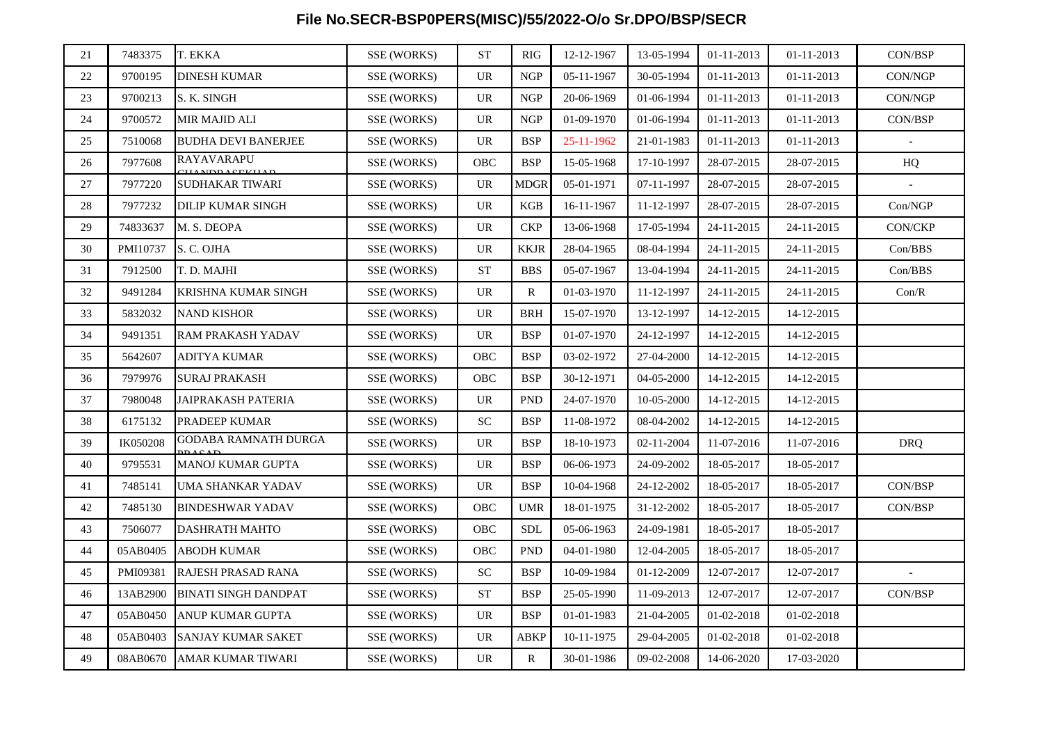# File No.SECR-BSP0PERS(MISC)/55/2022-O/o Sr.DPO/BSP/SECR

| | | | | | | | | | | |
|---|---|---|---|---|---|---|---|---|---|---|
| 21 | 7483375 | T. EKKA | SSE (WORKS) | ST | RIG | 12-12-1967 | 13-05-1994 | 01-11-2013 | 01-11-2013 | CON/BSP |
| 22 | 9700195 | DINESH KUMAR | SSE (WORKS) | UR | NGP | 05-11-1967 | 30-05-1994 | 01-11-2013 | 01-11-2013 | CON/NGP |
| 23 | 9700213 | S. K. SINGH | SSE (WORKS) | UR | NGP | 20-06-1969 | 01-06-1994 | 01-11-2013 | 01-11-2013 | CON/NGP |
| 24 | 9700572 | MIR MAJID ALI | SSE (WORKS) | UR | NGP | 01-09-1970 | 01-06-1994 | 01-11-2013 | 01-11-2013 | CON/BSP |
| 25 | 7510068 | BUDHA DEVI BANERJEE | SSE (WORKS) | UR | BSP | 25-11-1962 | 21-01-1983 | 01-11-2013 | 01-11-2013 | - |
| 26 | 7977608 | RAYAVARAPU CHANDRASEKHAR | SSE (WORKS) | OBC | BSP | 15-05-1968 | 17-10-1997 | 28-07-2015 | 28-07-2015 | HQ |
| 27 | 7977220 | SUDHAKAR TIWARI | SSE (WORKS) | UR | MDGR | 05-01-1971 | 07-11-1997 | 28-07-2015 | 28-07-2015 | - |
| 28 | 7977232 | DILIP KUMAR SINGH | SSE (WORKS) | UR | KGB | 16-11-1967 | 11-12-1997 | 28-07-2015 | 28-07-2015 | Con/NGP |
| 29 | 74833637 | M. S. DEOPA | SSE (WORKS) | UR | CKP | 13-06-1968 | 17-05-1994 | 24-11-2015 | 24-11-2015 | CON/CKP |
| 30 | PMI10737 | S. C. OJHA | SSE (WORKS) | UR | KKJR | 28-04-1965 | 08-04-1994 | 24-11-2015 | 24-11-2015 | Con/BBS |
| 31 | 7912500 | T. D. MAJHI | SSE (WORKS) | ST | BBS | 05-07-1967 | 13-04-1994 | 24-11-2015 | 24-11-2015 | Con/BBS |
| 32 | 9491284 | KRISHNA KUMAR SINGH | SSE (WORKS) | UR | R | 01-03-1970 | 11-12-1997 | 24-11-2015 | 24-11-2015 | Con/R |
| 33 | 5832032 | NAND KISHOR | SSE (WORKS) | UR | BRH | 15-07-1970 | 13-12-1997 | 14-12-2015 | 14-12-2015 | |
| 34 | 9491351 | RAM PRAKASH YADAV | SSE (WORKS) | UR | BSP | 01-07-1970 | 24-12-1997 | 14-12-2015 | 14-12-2015 | |
| 35 | 5642607 | ADITYA KUMAR | SSE (WORKS) | OBC | BSP | 03-02-1972 | 27-04-2000 | 14-12-2015 | 14-12-2015 | |
| 36 | 7979976 | SURAJ PRAKASH | SSE (WORKS) | OBC | BSP | 30-12-1971 | 04-05-2000 | 14-12-2015 | 14-12-2015 | |
| 37 | 7980048 | JAIPRAKASH PATERIA | SSE (WORKS) | UR | PND | 24-07-1970 | 10-05-2000 | 14-12-2015 | 14-12-2015 | |
| 38 | 6175132 | PRADEEP KUMAR | SSE (WORKS) | SC | BSP | 11-08-1972 | 08-04-2002 | 14-12-2015 | 14-12-2015 | |
| 39 | IK050208 | GODABA RAMNATH DURGA PRASAD | SSE (WORKS) | UR | BSP | 18-10-1973 | 02-11-2004 | 11-07-2016 | 11-07-2016 | DRQ |
| 40 | 9795531 | MANOJ KUMAR GUPTA | SSE (WORKS) | UR | BSP | 06-06-1973 | 24-09-2002 | 18-05-2017 | 18-05-2017 | |
| 41 | 7485141 | UMA SHANKAR YADAV | SSE (WORKS) | UR | BSP | 10-04-1968 | 24-12-2002 | 18-05-2017 | 18-05-2017 | CON/BSP |
| 42 | 7485130 | BINDESHWAR YADAV | SSE (WORKS) | OBC | UMR | 18-01-1975 | 31-12-2002 | 18-05-2017 | 18-05-2017 | CON/BSP |
| 43 | 7506077 | DASHRATH MAHTO | SSE (WORKS) | OBC | SDL | 05-06-1963 | 24-09-1981 | 18-05-2017 | 18-05-2017 | |
| 44 | 05AB0405 | ABODH KUMAR | SSE (WORKS) | OBC | PND | 04-01-1980 | 12-04-2005 | 18-05-2017 | 18-05-2017 | |
| 45 | PMI09381 | RAJESH PRASAD RANA | SSE (WORKS) | SC | BSP | 10-09-1984 | 01-12-2009 | 12-07-2017 | 12-07-2017 | - |
| 46 | 13AB2900 | BINATI SINGH DANDPAT | SSE (WORKS) | ST | BSP | 25-05-1990 | 11-09-2013 | 12-07-2017 | 12-07-2017 | CON/BSP |
| 47 | 05AB0450 | ANUP KUMAR GUPTA | SSE (WORKS) | UR | BSP | 01-01-1983 | 21-04-2005 | 01-02-2018 | 01-02-2018 | |
| 48 | 05AB0403 | SANJAY KUMAR SAKET | SSE (WORKS) | UR | ABKP | 10-11-1975 | 29-04-2005 | 01-02-2018 | 01-02-2018 | |
| 49 | 08AB0670 | AMAR KUMAR TIWARI | SSE (WORKS) | UR | R | 30-01-1986 | 09-02-2008 | 14-06-2020 | 17-03-2020 | |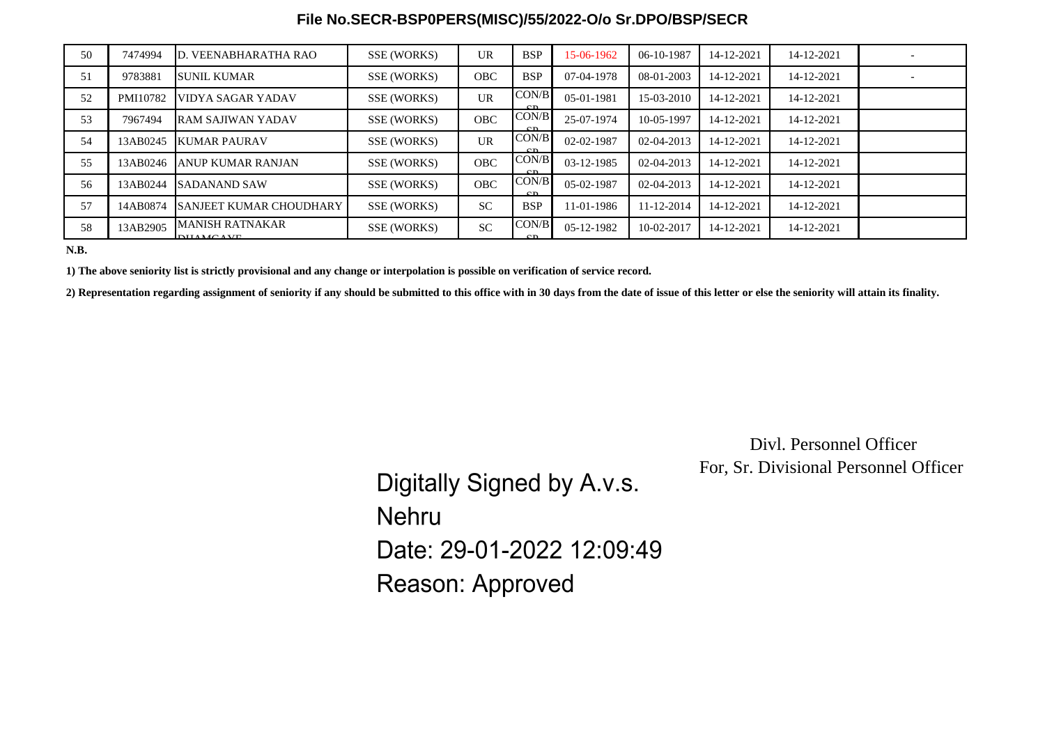File No.SECR-BSP0PERS(MISC)/55/2022-O/o Sr.DPO/BSP/SECR

| | | | | | | | | | | |
|---|---|---|---|---|---|---|---|---|---|---|
| 50 | 7474994 | D. VEENABHARATHA RAO | SSE (WORKS) | UR | BSP | 15-06-1962 | 06-10-1987 | 14-12-2021 | 14-12-2021 | - |
| 51 | 9783881 | SUNIL KUMAR | SSE (WORKS) | OBC | BSP | 07-04-1978 | 08-01-2003 | 14-12-2021 | 14-12-2021 | - |
| 52 | PMI10782 | VIDYA SAGAR YADAV | SSE (WORKS) | UR | CON/BSP | 05-01-1981 | 15-03-2010 | 14-12-2021 | 14-12-2021 | |
| 53 | 7967494 | RAM SAJIWAN YADAV | SSE (WORKS) | OBC | CON/BSP | 25-07-1974 | 10-05-1997 | 14-12-2021 | 14-12-2021 | |
| 54 | 13AB0245 | KUMAR PAURAV | SSE (WORKS) | UR | CON/BSP | 02-02-1987 | 02-04-2013 | 14-12-2021 | 14-12-2021 | |
| 55 | 13AB0246 | ANUP KUMAR RANJAN | SSE (WORKS) | OBC | CON/BSP | 03-12-1985 | 02-04-2013 | 14-12-2021 | 14-12-2021 | |
| 56 | 13AB0244 | SADANAND SAW | SSE (WORKS) | OBC | CON/BSP | 05-02-1987 | 02-04-2013 | 14-12-2021 | 14-12-2021 | |
| 57 | 14AB0874 | SANJEET KUMAR CHOUDHARY | SSE (WORKS) | SC | BSP | 11-01-1986 | 11-12-2014 | 14-12-2021 | 14-12-2021 | |
| 58 | 13AB2905 | MANISH RATNAKAR DHAMGAYE | SSE (WORKS) | SC | CON/BSP | 05-12-1982 | 10-02-2017 | 14-12-2021 | 14-12-2021 | |

**N.B.**

**1) The above seniority list is strictly provisional and any change or interpolation is possible on verification of service record.**

**2) Representation regarding assignment of seniority if any should be submitted to this office with in 30 days from the date of issue of this letter or else the seniority will attain its finality.**

Divl. Personnel Officer
For, Sr. Divisional Personnel Officer

Digitally Signed by A.v.s. Nehru
Date: 29-01-2022 12:09:49
Reason: Approved